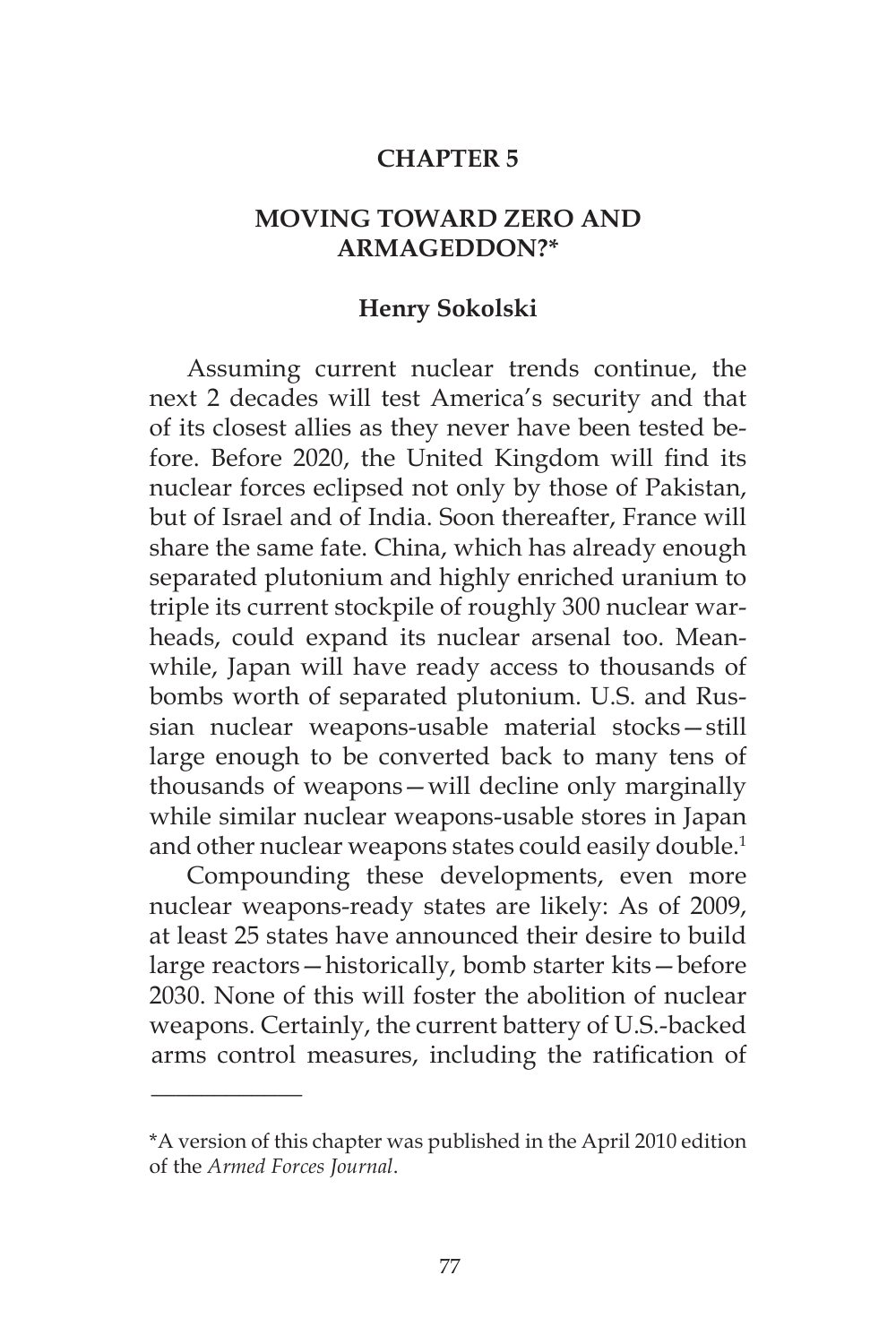# CHAPTER 5

## MOVING TOWARD ZERO AND ARMAGEDDON?*

### Henry Sokolski

Assuming current nuclear trends continue, the next 2 decades will test America's security and that of its closest allies as they never have been tested before. Before 2020, the United Kingdom will find its nuclear forces eclipsed not only by those of Pakistan, but of Israel and of India. Soon thereafter, France will share the same fate. China, which has already enough separated plutonium and highly enriched uranium to triple its current stockpile of roughly 300 nuclear warheads, could expand its nuclear arsenal too. Meanwhile, Japan will have ready access to thousands of bombs worth of separated plutonium. U.S. and Russian nuclear weapons-usable material stocks—still large enough to be converted back to many tens of thousands of weapons—will decline only marginally while similar nuclear weapons-usable stores in Japan and other nuclear weapons states could easily double.[1]

Compounding these developments, even more nuclear weapons-ready states are likely: As of 2009, at least 25 states have announced their desire to build large reactors—historically, bomb starter kits—before 2030. None of this will foster the abolition of nuclear weapons. Certainly, the current battery of U.S.-backed arms control measures, including the ratification of

---

*A version of this chapter was published in the April 2010 edition of the *Armed Forces Journal*.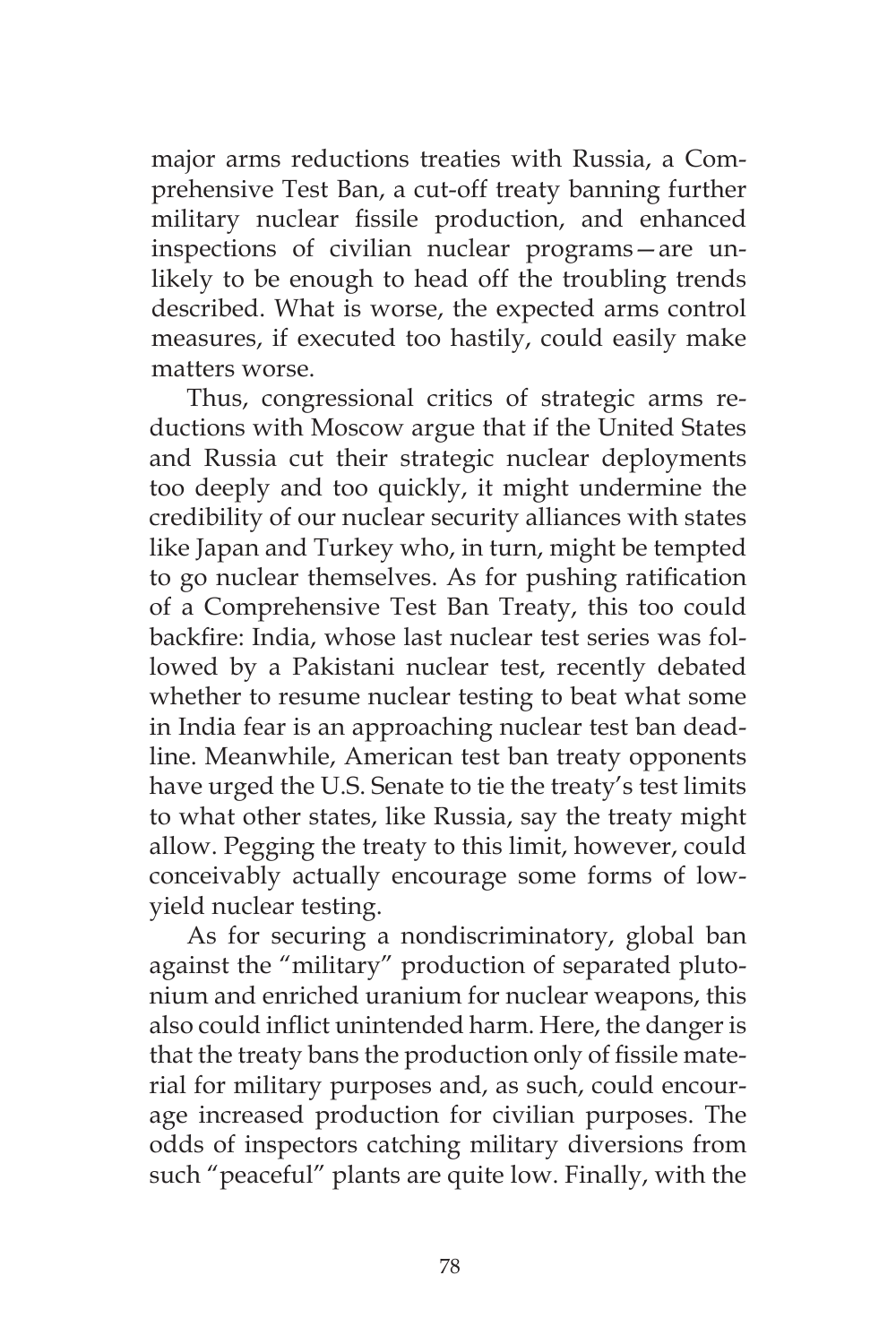major arms reductions treaties with Russia, a Comprehensive Test Ban, a cut-off treaty banning further military nuclear fissile production, and enhanced inspections of civilian nuclear programs—are unlikely to be enough to head off the troubling trends described. What is worse, the expected arms control measures, if executed too hastily, could easily make matters worse.

Thus, congressional critics of strategic arms reductions with Moscow argue that if the United States and Russia cut their strategic nuclear deployments too deeply and too quickly, it might undermine the credibility of our nuclear security alliances with states like Japan and Turkey who, in turn, might be tempted to go nuclear themselves. As for pushing ratification of a Comprehensive Test Ban Treaty, this too could backfire: India, whose last nuclear test series was followed by a Pakistani nuclear test, recently debated whether to resume nuclear testing to beat what some in India fear is an approaching nuclear test ban deadline. Meanwhile, American test ban treaty opponents have urged the U.S. Senate to tie the treaty's test limits to what other states, like Russia, say the treaty might allow. Pegging the treaty to this limit, however, could conceivably actually encourage some forms of low-yield nuclear testing.

As for securing a nondiscriminatory, global ban against the "military" production of separated plutonium and enriched uranium for nuclear weapons, this also could inflict unintended harm. Here, the danger is that the treaty bans the production only of fissile material for military purposes and, as such, could encourage increased production for civilian purposes. The odds of inspectors catching military diversions from such "peaceful" plants are quite low. Finally, with the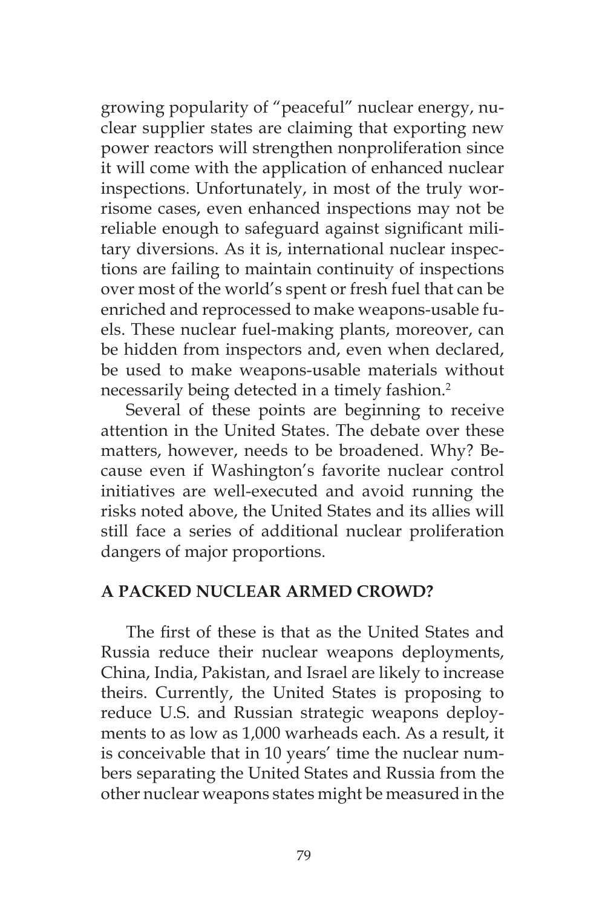growing popularity of "peaceful" nuclear energy, nuclear supplier states are claiming that exporting new power reactors will strengthen nonproliferation since it will come with the application of enhanced nuclear inspections. Unfortunately, in most of the truly worrisome cases, even enhanced inspections may not be reliable enough to safeguard against significant military diversions. As it is, international nuclear inspections are failing to maintain continuity of inspections over most of the world's spent or fresh fuel that can be enriched and reprocessed to make weapons-usable fuels. These nuclear fuel-making plants, moreover, can be hidden from inspectors and, even when declared, be used to make weapons-usable materials without necessarily being detected in a timely fashion.[2]

Several of these points are beginning to receive attention in the United States. The debate over these matters, however, needs to be broadened. Why? Because even if Washington's favorite nuclear control initiatives are well-executed and avoid running the risks noted above, the United States and its allies will still face a series of additional nuclear proliferation dangers of major proportions.

## A PACKED NUCLEAR ARMED CROWD?

The first of these is that as the United States and Russia reduce their nuclear weapons deployments, China, India, Pakistan, and Israel are likely to increase theirs. Currently, the United States is proposing to reduce U.S. and Russian strategic weapons deployments to as low as 1,000 warheads each. As a result, it is conceivable that in 10 years' time the nuclear numbers separating the United States and Russia from the other nuclear weapons states might be measured in the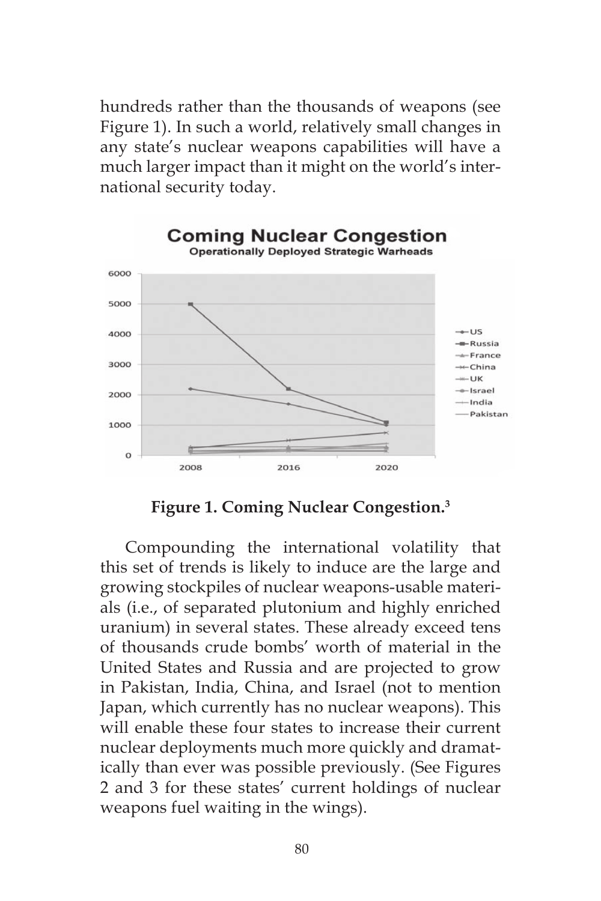hundreds rather than the thousands of weapons (see Figure 1). In such a world, relatively small changes in any state's nuclear weapons capabilities will have a much larger impact than it might on the world's international security today.

**Figure 1. Coming Nuclear Congestion.**[3]

Compounding the international volatility that this set of trends is likely to induce are the large and growing stockpiles of nuclear weapons-usable materials (i.e., of separated plutonium and highly enriched uranium) in several states. These already exceed tens of thousands crude bombs' worth of material in the United States and Russia and are projected to grow in Pakistan, India, China, and Israel (not to mention Japan, which currently has no nuclear weapons). This will enable these four states to increase their current nuclear deployments much more quickly and dramatically than ever was possible previously. (See Figures 2 and 3 for these states' current holdings of nuclear weapons fuel waiting in the wings).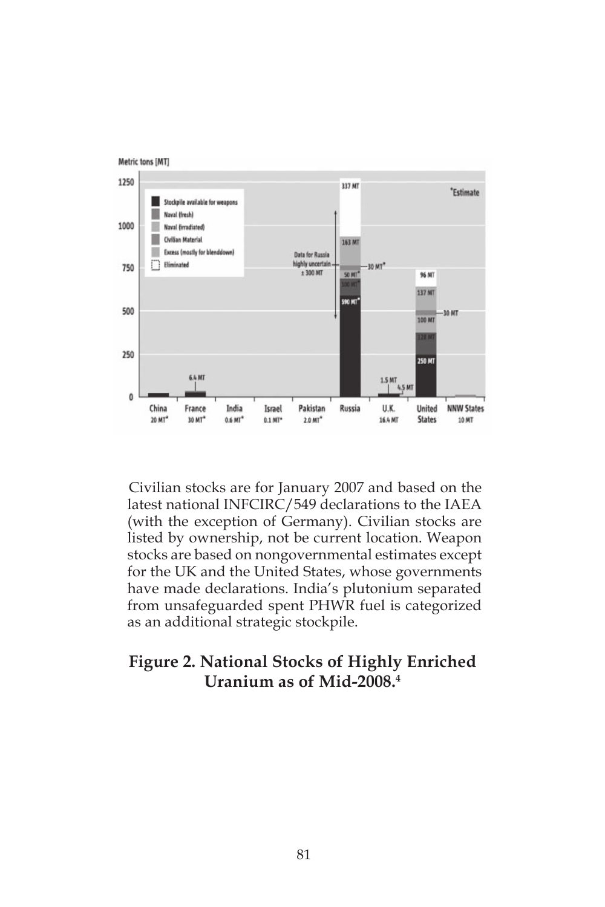Civilian stocks are for January 2007 and based on the latest national INFCIRC/549 declarations to the IAEA (with the exception of Germany). Civilian stocks are listed by ownership, not be current location. Weapon stocks are based on nongovernmental estimates except for the UK and the United States, whose governments have made declarations. India's plutonium separated from unsafeguarded spent PHWR fuel is categorized as an additional strategic stockpile.

**Figure 2. National Stocks of Highly Enriched Uranium as of Mid-2008.**[4]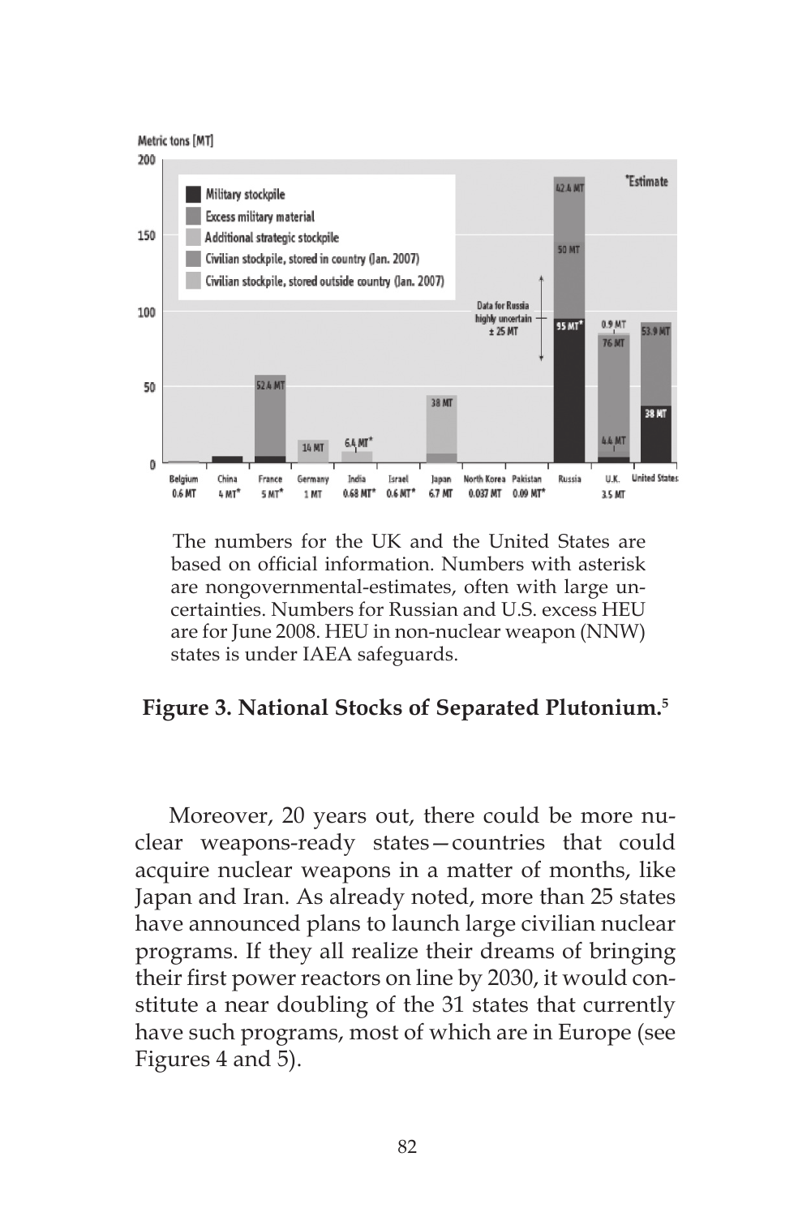The numbers for the UK and the United States are based on official information. Numbers with asterisk are nongovernmental-estimates, often with large uncertainties. Numbers for Russian and U.S. excess HEU are for June 2008. HEU in non-nuclear weapon (NNW) states is under IAEA safeguards.

**Figure 3. National Stocks of Separated Plutonium.**[5]

Moreover, 20 years out, there could be more nuclear weapons-ready states—countries that could acquire nuclear weapons in a matter of months, like Japan and Iran. As already noted, more than 25 states have announced plans to launch large civilian nuclear programs. If they all realize their dreams of bringing their first power reactors on line by 2030, it would constitute a near doubling of the 31 states that currently have such programs, most of which are in Europe (see Figures 4 and 5).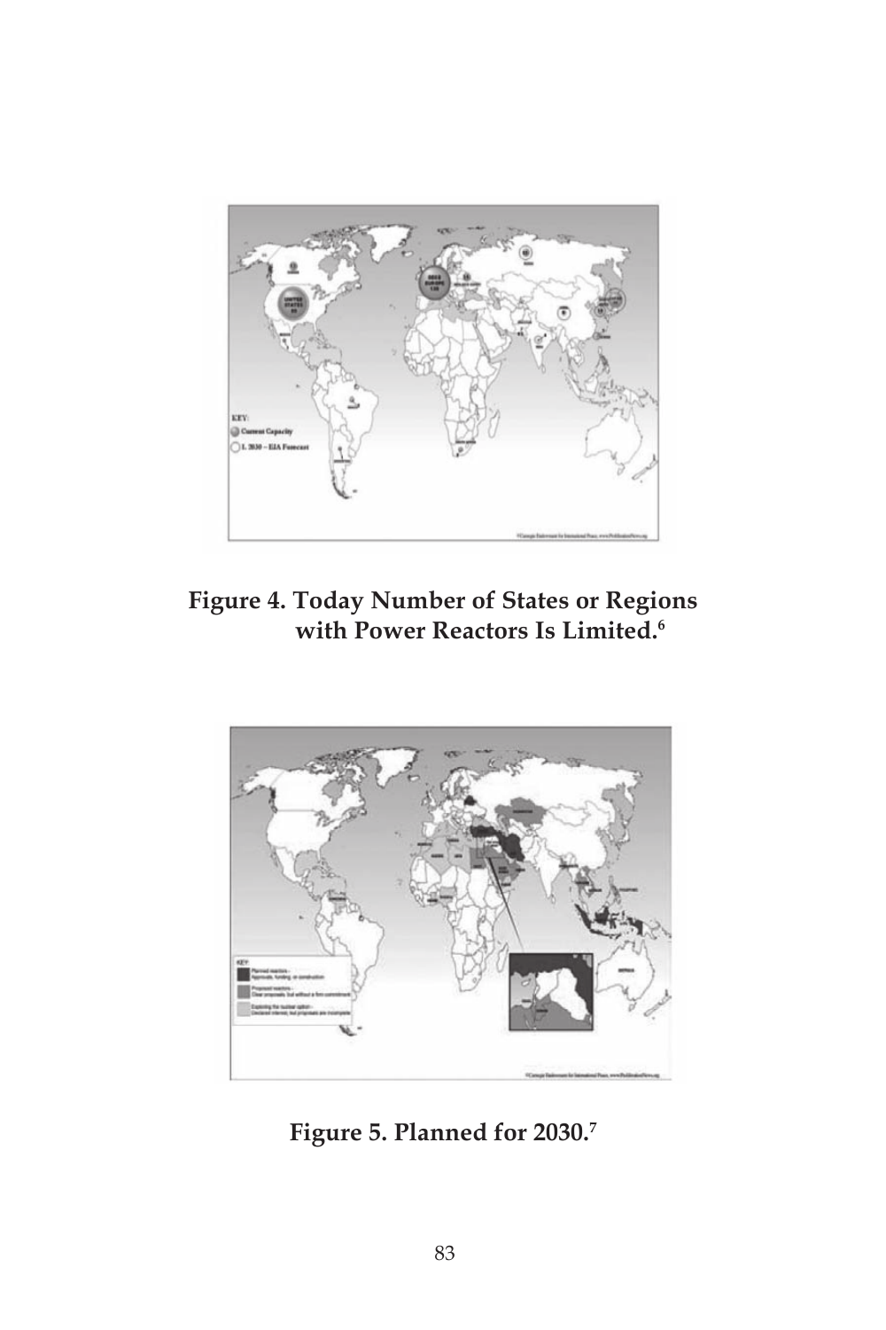**Figure 4. Today Number of States or Regions with Power Reactors Is Limited.[6]**

**Figure 5. Planned for 2030.[7]**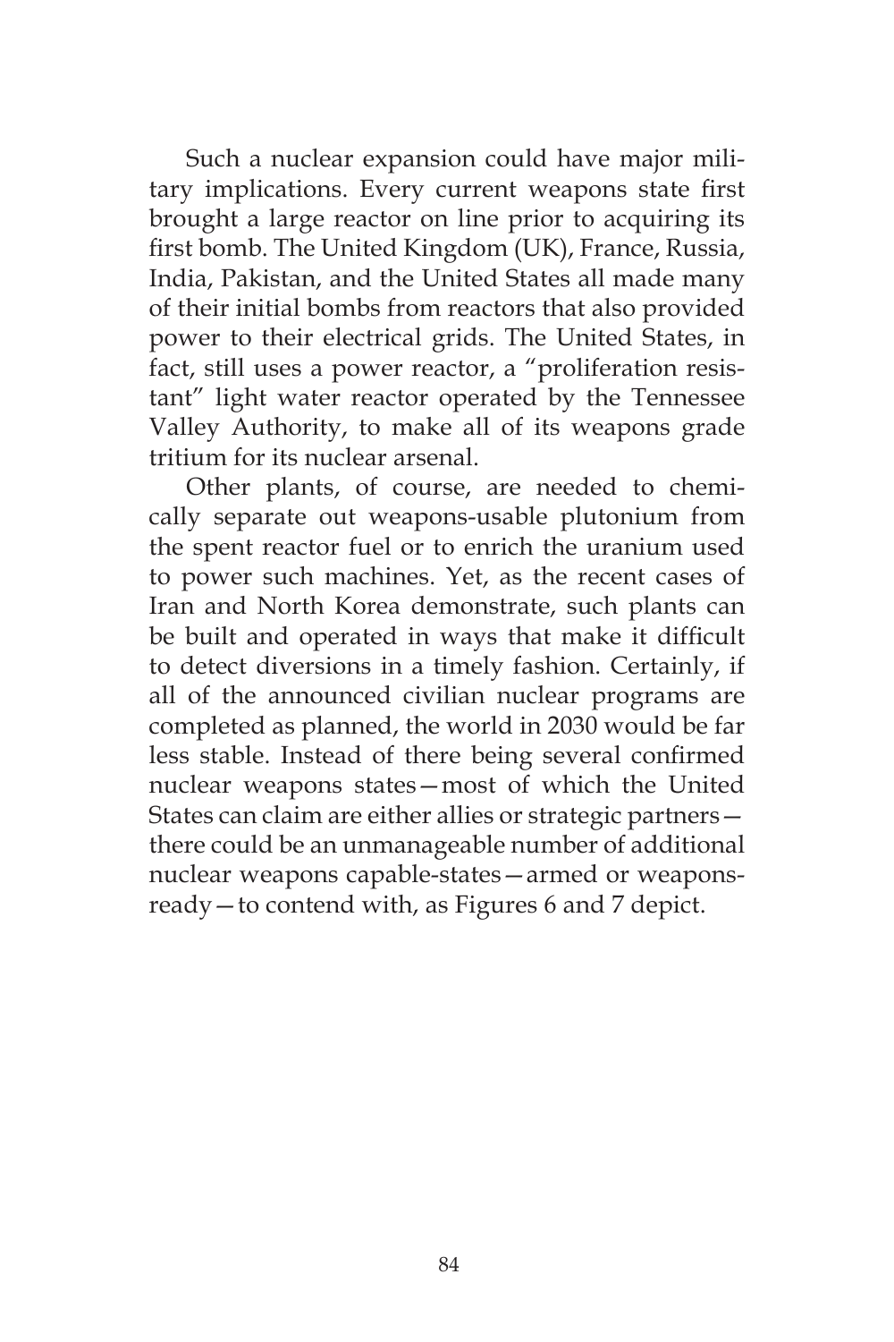Such a nuclear expansion could have major military implications. Every current weapons state first brought a large reactor on line prior to acquiring its first bomb. The United Kingdom (UK), France, Russia, India, Pakistan, and the United States all made many of their initial bombs from reactors that also provided power to their electrical grids. The United States, in fact, still uses a power reactor, a "proliferation resistant" light water reactor operated by the Tennessee Valley Authority, to make all of its weapons grade tritium for its nuclear arsenal.

Other plants, of course, are needed to chemically separate out weapons-usable plutonium from the spent reactor fuel or to enrich the uranium used to power such machines. Yet, as the recent cases of Iran and North Korea demonstrate, such plants can be built and operated in ways that make it difficult to detect diversions in a timely fashion. Certainly, if all of the announced civilian nuclear programs are completed as planned, the world in 2030 would be far less stable. Instead of there being several confirmed nuclear weapons states—most of which the United States can claim are either allies or strategic partners—there could be an unmanageable number of additional nuclear weapons capable-states—armed or weapons-ready—to contend with, as Figures 6 and 7 depict.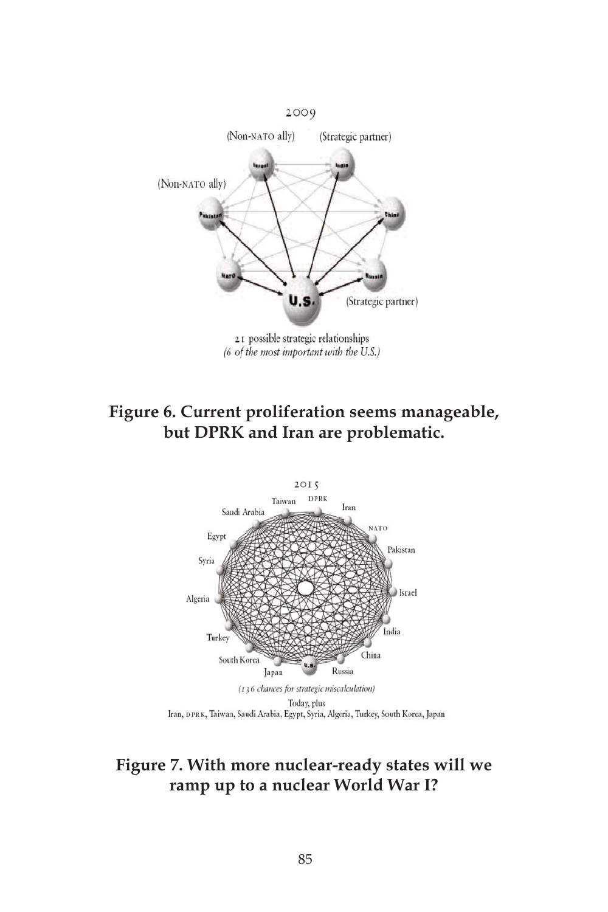2009

(Non-NATO ally) (Strategic partner)

(Non-NATO ally)

Israel India Pakistan China NATO Russia U.S.

(Strategic partner)

21 possible strategic relationships
*(6 of the most important with the U.S.)*

**Figure 6. Current proliferation seems manageable, but DPRK and Iran are problematic.**

2015

Taiwan DPRK Iran Saudi Arabia NATO Egypt Pakistan Syria Israel Algeria India Turkey China South Korea Japan U.S. Russia

*(136 chances for strategic miscalculation)*

Today, plus
Iran, DPRK, Taiwan, Saudi Arabia, Egypt, Syria, Algeria, Turkey, South Korea, Japan

**Figure 7. With more nuclear-ready states will we ramp up to a nuclear World War I?**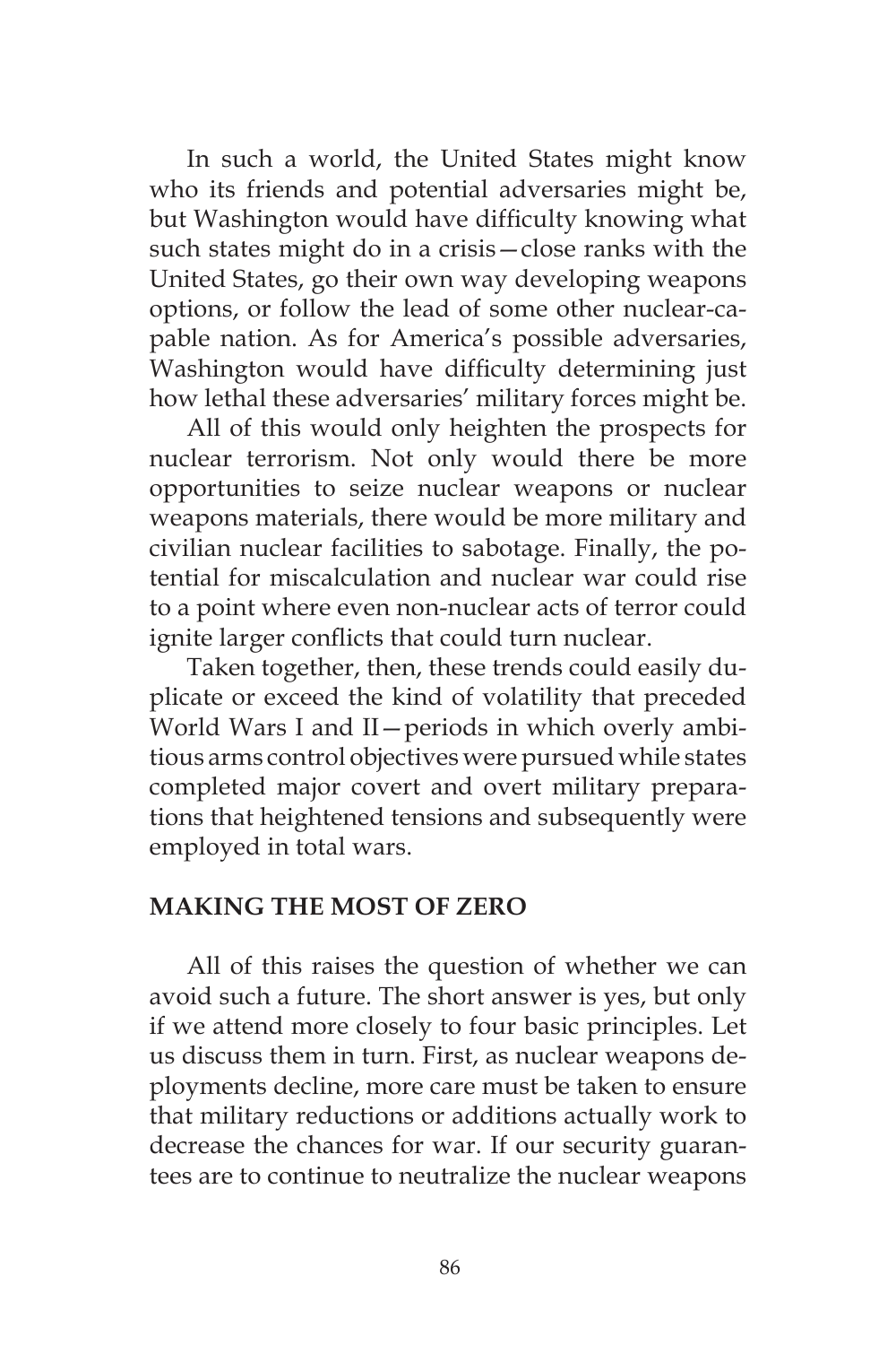In such a world, the United States might know who its friends and potential adversaries might be, but Washington would have difficulty knowing what such states might do in a crisis—close ranks with the United States, go their own way developing weapons options, or follow the lead of some other nuclear-capable nation. As for America's possible adversaries, Washington would have difficulty determining just how lethal these adversaries' military forces might be.

All of this would only heighten the prospects for nuclear terrorism. Not only would there be more opportunities to seize nuclear weapons or nuclear weapons materials, there would be more military and civilian nuclear facilities to sabotage. Finally, the potential for miscalculation and nuclear war could rise to a point where even non-nuclear acts of terror could ignite larger conflicts that could turn nuclear.

Taken together, then, these trends could easily duplicate or exceed the kind of volatility that preceded World Wars I and II—periods in which overly ambitious arms control objectives were pursued while states completed major covert and overt military preparations that heightened tensions and subsequently were employed in total wars.

## MAKING THE MOST OF ZERO

All of this raises the question of whether we can avoid such a future. The short answer is yes, but only if we attend more closely to four basic principles. Let us discuss them in turn. First, as nuclear weapons deployments decline, more care must be taken to ensure that military reductions or additions actually work to decrease the chances for war. If our security guarantees are to continue to neutralize the nuclear weapons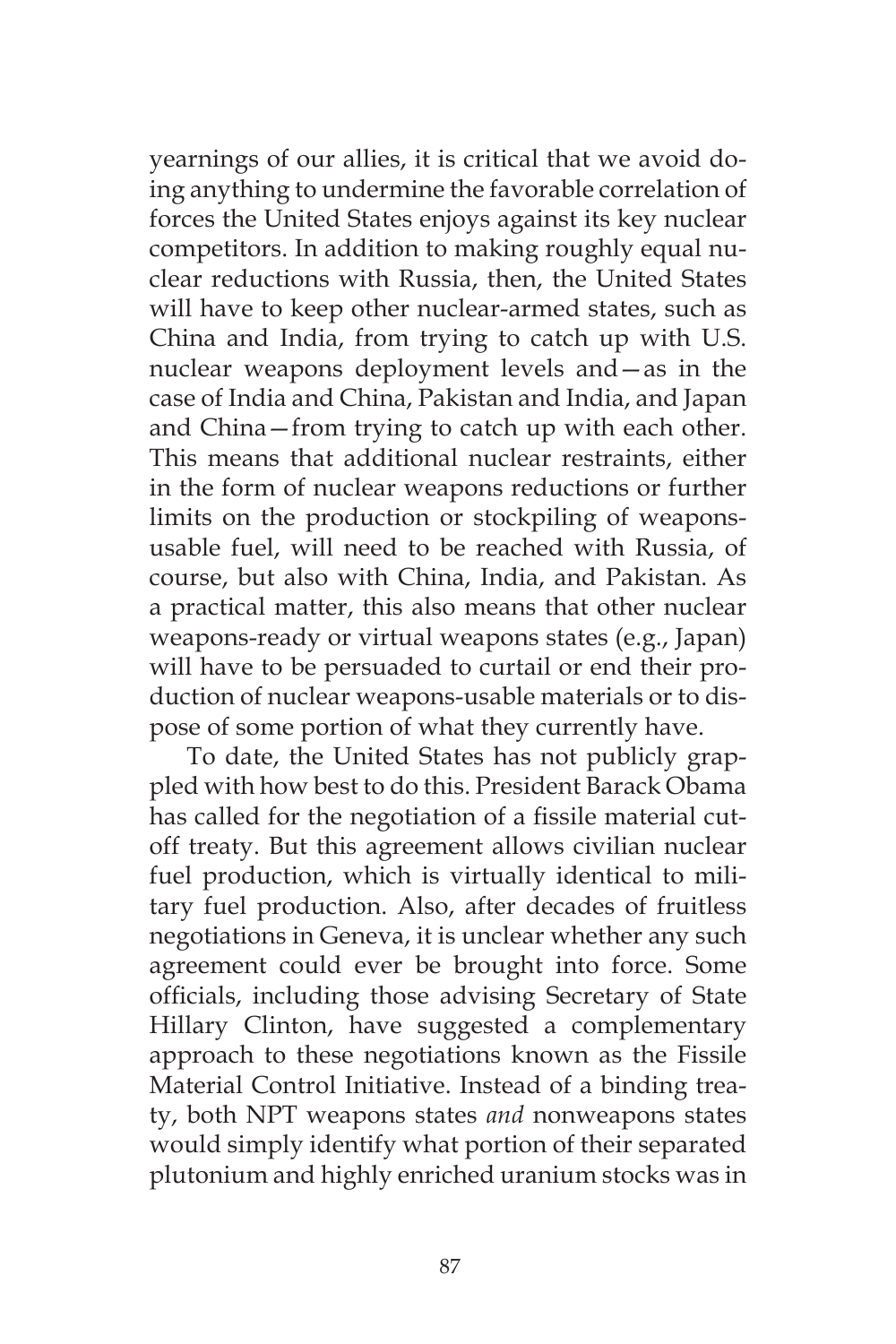yearnings of our allies, it is critical that we avoid doing anything to undermine the favorable correlation of forces the United States enjoys against its key nuclear competitors. In addition to making roughly equal nuclear reductions with Russia, then, the United States will have to keep other nuclear-armed states, such as China and India, from trying to catch up with U.S. nuclear weapons deployment levels and—as in the case of India and China, Pakistan and India, and Japan and China—from trying to catch up with each other. This means that additional nuclear restraints, either in the form of nuclear weapons reductions or further limits on the production or stockpiling of weapons-usable fuel, will need to be reached with Russia, of course, but also with China, India, and Pakistan. As a practical matter, this also means that other nuclear weapons-ready or virtual weapons states (e.g., Japan) will have to be persuaded to curtail or end their production of nuclear weapons-usable materials or to dispose of some portion of what they currently have.

To date, the United States has not publicly grappled with how best to do this. President Barack Obama has called for the negotiation of a fissile material cutoff treaty. But this agreement allows civilian nuclear fuel production, which is virtually identical to military fuel production. Also, after decades of fruitless negotiations in Geneva, it is unclear whether any such agreement could ever be brought into force. Some officials, including those advising Secretary of State Hillary Clinton, have suggested a complementary approach to these negotiations known as the Fissile Material Control Initiative. Instead of a binding treaty, both NPT weapons states *and* nonweapons states would simply identify what portion of their separated plutonium and highly enriched uranium stocks was in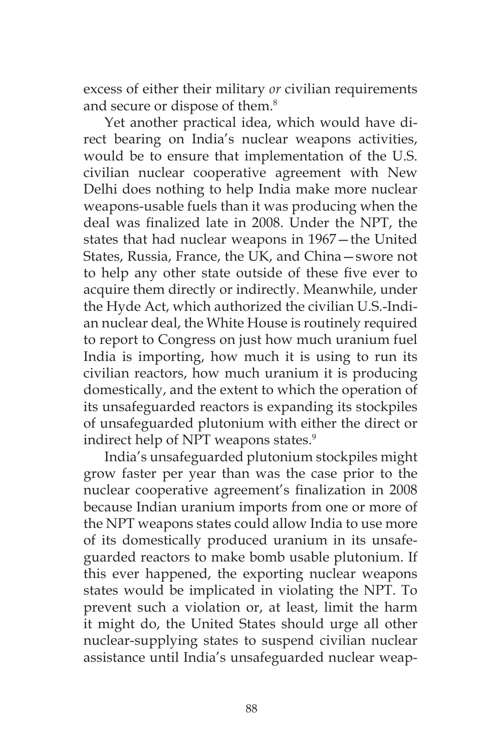excess of either their military *or* civilian requirements and secure or dispose of them.[8]

Yet another practical idea, which would have direct bearing on India's nuclear weapons activities, would be to ensure that implementation of the U.S. civilian nuclear cooperative agreement with New Delhi does nothing to help India make more nuclear weapons-usable fuels than it was producing when the deal was finalized late in 2008. Under the NPT, the states that had nuclear weapons in 1967—the United States, Russia, France, the UK, and China—swore not to help any other state outside of these five ever to acquire them directly or indirectly. Meanwhile, under the Hyde Act, which authorized the civilian U.S.-Indian nuclear deal, the White House is routinely required to report to Congress on just how much uranium fuel India is importing, how much it is using to run its civilian reactors, how much uranium it is producing domestically, and the extent to which the operation of its unsafeguarded reactors is expanding its stockpiles of unsafeguarded plutonium with either the direct or indirect help of NPT weapons states.[9]

India's unsafeguarded plutonium stockpiles might grow faster per year than was the case prior to the nuclear cooperative agreement's finalization in 2008 because Indian uranium imports from one or more of the NPT weapons states could allow India to use more of its domestically produced uranium in its unsafeguarded reactors to make bomb usable plutonium. If this ever happened, the exporting nuclear weapons states would be implicated in violating the NPT. To prevent such a violation or, at least, limit the harm it might do, the United States should urge all other nuclear-supplying states to suspend civilian nuclear assistance until India's unsafeguarded nuclear weap-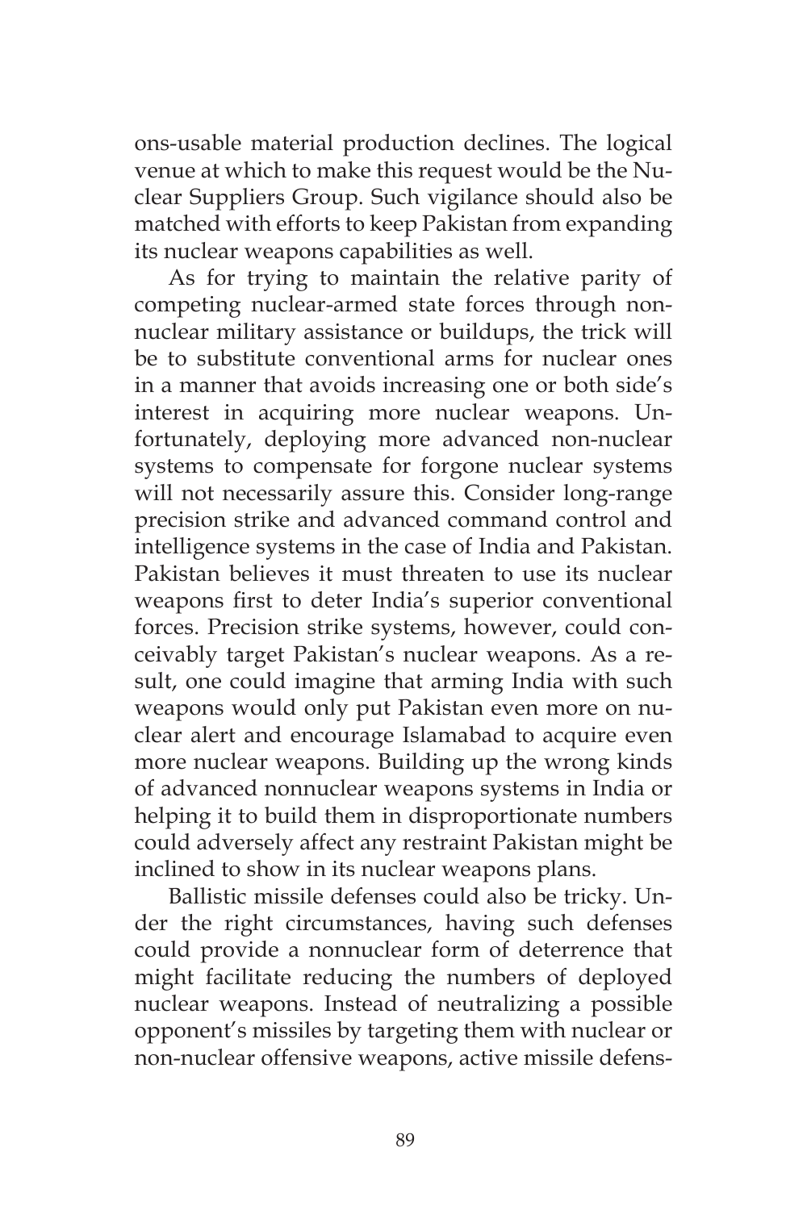ons-usable material production declines. The logical venue at which to make this request would be the Nuclear Suppliers Group. Such vigilance should also be matched with efforts to keep Pakistan from expanding its nuclear weapons capabilities as well.

As for trying to maintain the relative parity of competing nuclear-armed state forces through non-nuclear military assistance or buildups, the trick will be to substitute conventional arms for nuclear ones in a manner that avoids increasing one or both side's interest in acquiring more nuclear weapons. Unfortunately, deploying more advanced non-nuclear systems to compensate for forgone nuclear systems will not necessarily assure this. Consider long-range precision strike and advanced command control and intelligence systems in the case of India and Pakistan. Pakistan believes it must threaten to use its nuclear weapons first to deter India's superior conventional forces. Precision strike systems, however, could conceivably target Pakistan's nuclear weapons. As a result, one could imagine that arming India with such weapons would only put Pakistan even more on nuclear alert and encourage Islamabad to acquire even more nuclear weapons. Building up the wrong kinds of advanced nonnuclear weapons systems in India or helping it to build them in disproportionate numbers could adversely affect any restraint Pakistan might be inclined to show in its nuclear weapons plans.

Ballistic missile defenses could also be tricky. Under the right circumstances, having such defenses could provide a nonnuclear form of deterrence that might facilitate reducing the numbers of deployed nuclear weapons. Instead of neutralizing a possible opponent's missiles by targeting them with nuclear or non-nuclear offensive weapons, active missile defens-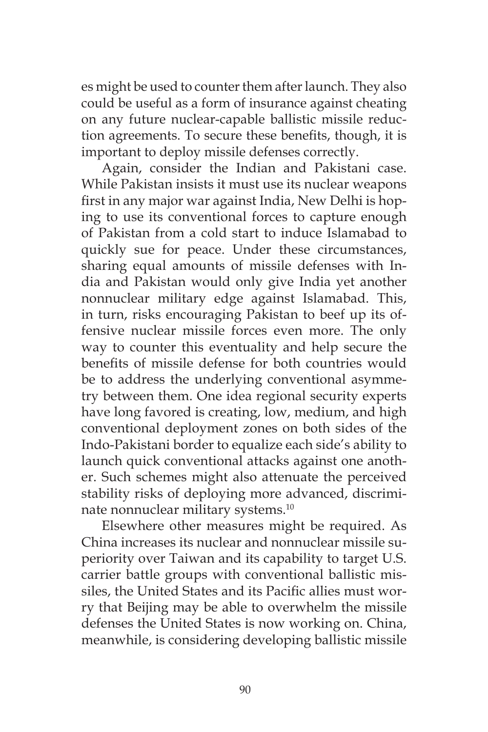es might be used to counter them after launch. They also could be useful as a form of insurance against cheating on any future nuclear-capable ballistic missile reduction agreements. To secure these benefits, though, it is important to deploy missile defenses correctly.

Again, consider the Indian and Pakistani case. While Pakistan insists it must use its nuclear weapons first in any major war against India, New Delhi is hoping to use its conventional forces to capture enough of Pakistan from a cold start to induce Islamabad to quickly sue for peace. Under these circumstances, sharing equal amounts of missile defenses with India and Pakistan would only give India yet another nonnuclear military edge against Islamabad. This, in turn, risks encouraging Pakistan to beef up its offensive nuclear missile forces even more. The only way to counter this eventuality and help secure the benefits of missile defense for both countries would be to address the underlying conventional asymmetry between them. One idea regional security experts have long favored is creating, low, medium, and high conventional deployment zones on both sides of the Indo-Pakistani border to equalize each side's ability to launch quick conventional attacks against one another. Such schemes might also attenuate the perceived stability risks of deploying more advanced, discriminate nonnuclear military systems.[10]

Elsewhere other measures might be required. As China increases its nuclear and nonnuclear missile superiority over Taiwan and its capability to target U.S. carrier battle groups with conventional ballistic missiles, the United States and its Pacific allies must worry that Beijing may be able to overwhelm the missile defenses the United States is now working on. China, meanwhile, is considering developing ballistic missile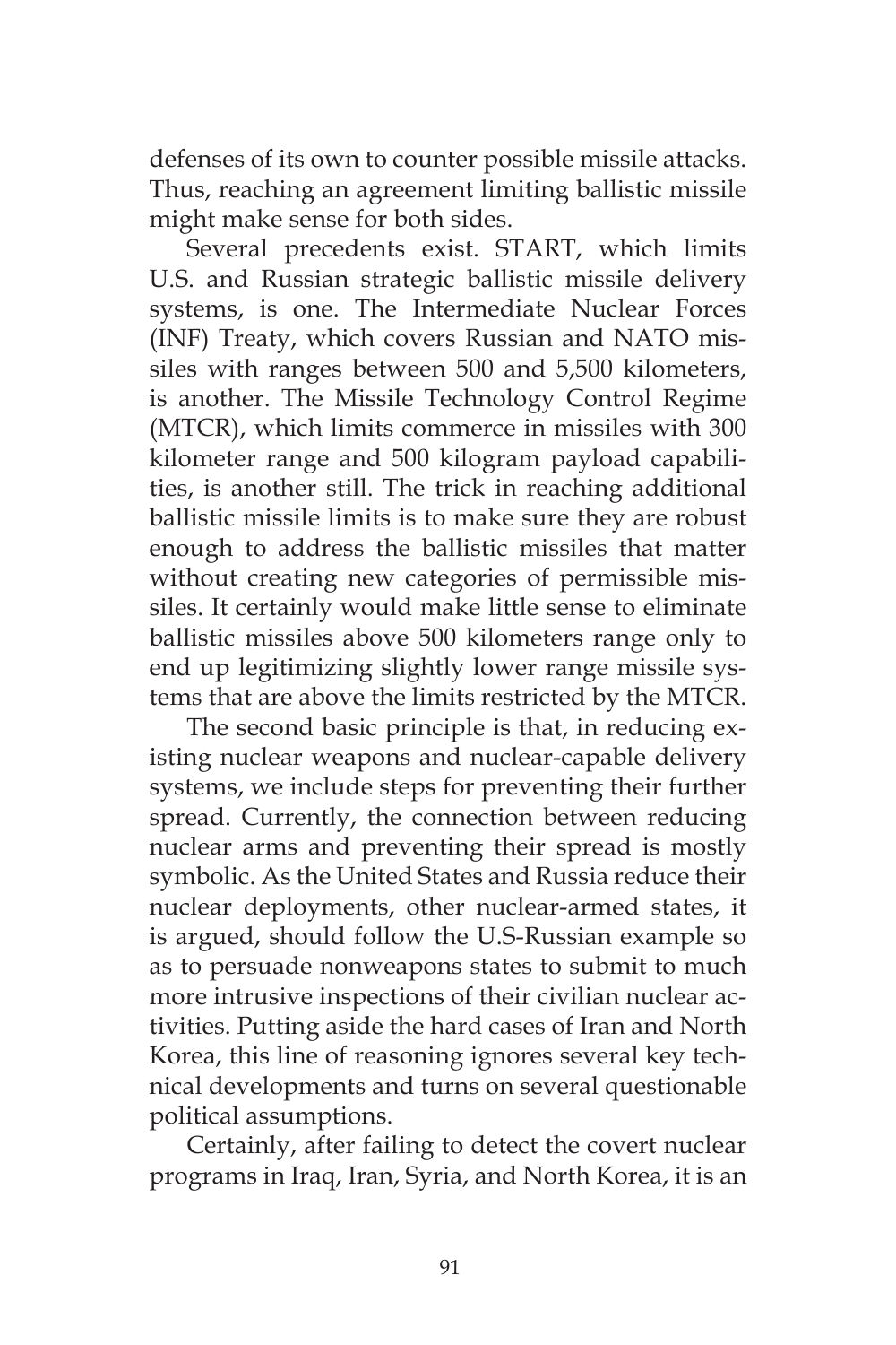defenses of its own to counter possible missile attacks. Thus, reaching an agreement limiting ballistic missile might make sense for both sides.

Several precedents exist. START, which limits U.S. and Russian strategic ballistic missile delivery systems, is one. The Intermediate Nuclear Forces (INF) Treaty, which covers Russian and NATO missiles with ranges between 500 and 5,500 kilometers, is another. The Missile Technology Control Regime (MTCR), which limits commerce in missiles with 300 kilometer range and 500 kilogram payload capabilities, is another still. The trick in reaching additional ballistic missile limits is to make sure they are robust enough to address the ballistic missiles that matter without creating new categories of permissible missiles. It certainly would make little sense to eliminate ballistic missiles above 500 kilometers range only to end up legitimizing slightly lower range missile systems that are above the limits restricted by the MTCR.

The second basic principle is that, in reducing existing nuclear weapons and nuclear-capable delivery systems, we include steps for preventing their further spread. Currently, the connection between reducing nuclear arms and preventing their spread is mostly symbolic. As the United States and Russia reduce their nuclear deployments, other nuclear-armed states, it is argued, should follow the U.S-Russian example so as to persuade nonweapons states to submit to much more intrusive inspections of their civilian nuclear activities. Putting aside the hard cases of Iran and North Korea, this line of reasoning ignores several key technical developments and turns on several questionable political assumptions.

Certainly, after failing to detect the covert nuclear programs in Iraq, Iran, Syria, and North Korea, it is an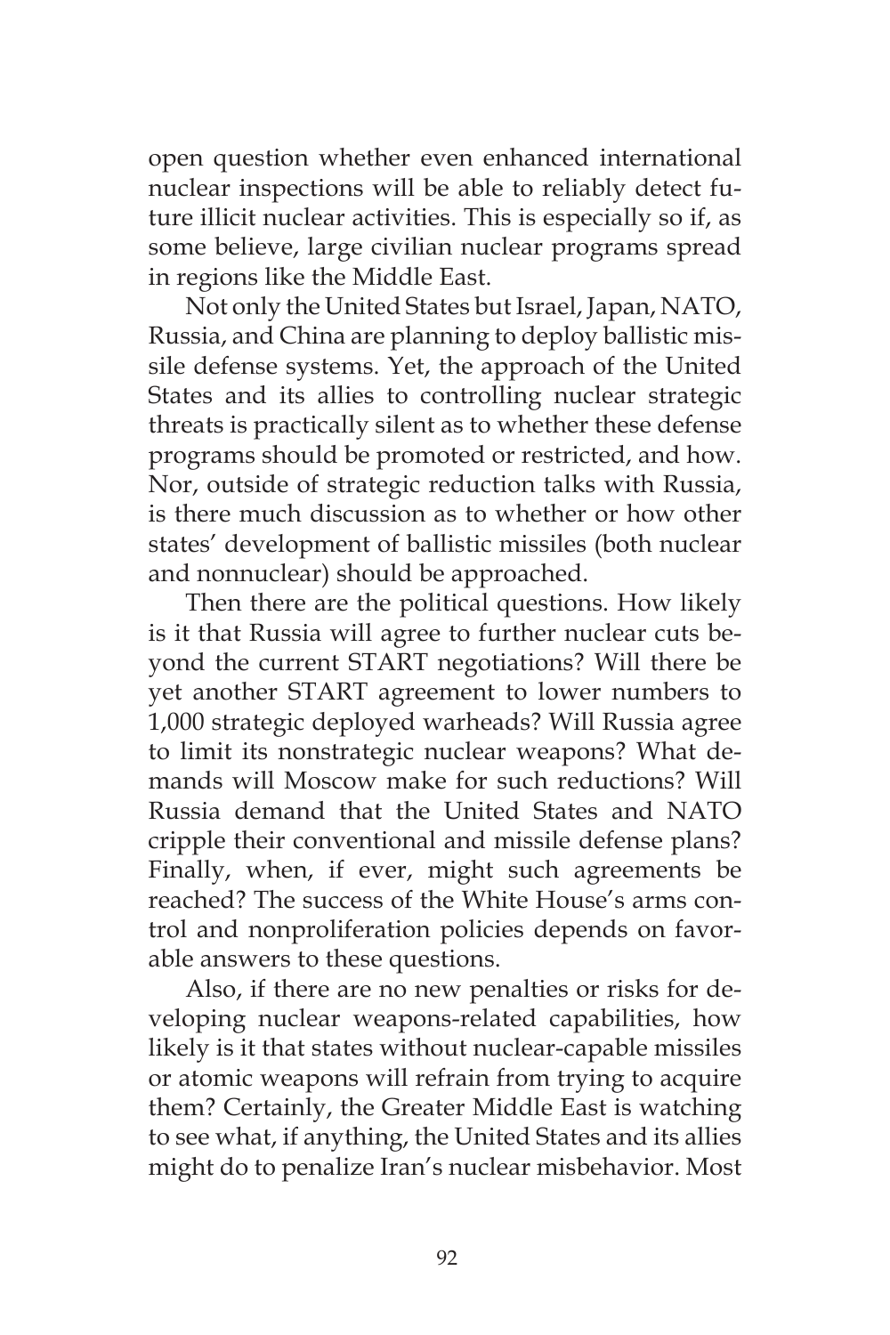open question whether even enhanced international nuclear inspections will be able to reliably detect future illicit nuclear activities. This is especially so if, as some believe, large civilian nuclear programs spread in regions like the Middle East.

Not only the United States but Israel, Japan, NATO, Russia, and China are planning to deploy ballistic missile defense systems. Yet, the approach of the United States and its allies to controlling nuclear strategic threats is practically silent as to whether these defense programs should be promoted or restricted, and how. Nor, outside of strategic reduction talks with Russia, is there much discussion as to whether or how other states' development of ballistic missiles (both nuclear and nonnuclear) should be approached.

Then there are the political questions. How likely is it that Russia will agree to further nuclear cuts beyond the current START negotiations? Will there be yet another START agreement to lower numbers to 1,000 strategic deployed warheads? Will Russia agree to limit its nonstrategic nuclear weapons? What demands will Moscow make for such reductions? Will Russia demand that the United States and NATO cripple their conventional and missile defense plans? Finally, when, if ever, might such agreements be reached? The success of the White House's arms control and nonproliferation policies depends on favorable answers to these questions.

Also, if there are no new penalties or risks for developing nuclear weapons-related capabilities, how likely is it that states without nuclear-capable missiles or atomic weapons will refrain from trying to acquire them? Certainly, the Greater Middle East is watching to see what, if anything, the United States and its allies might do to penalize Iran's nuclear misbehavior. Most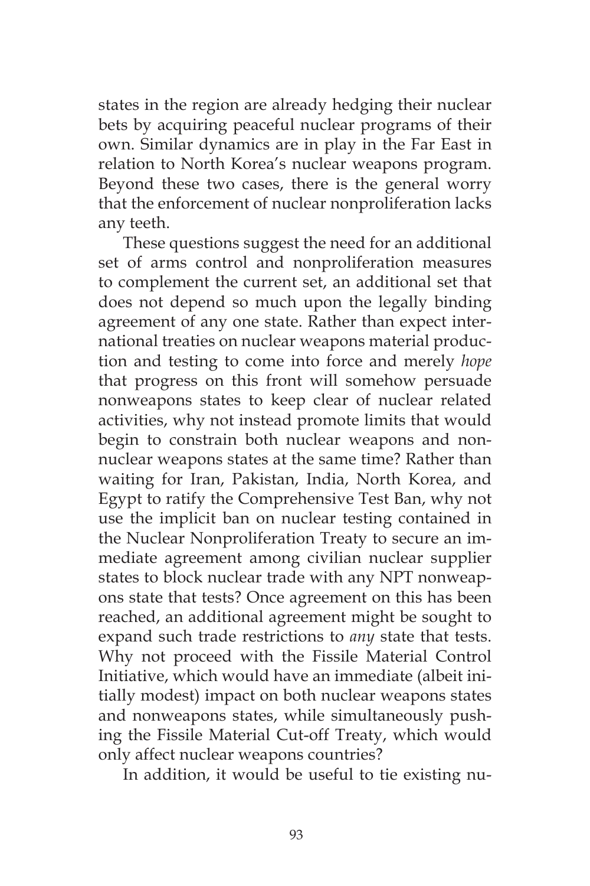states in the region are already hedging their nuclear bets by acquiring peaceful nuclear programs of their own. Similar dynamics are in play in the Far East in relation to North Korea's nuclear weapons program. Beyond these two cases, there is the general worry that the enforcement of nuclear nonproliferation lacks any teeth.

These questions suggest the need for an additional set of arms control and nonproliferation measures to complement the current set, an additional set that does not depend so much upon the legally binding agreement of any one state. Rather than expect international treaties on nuclear weapons material production and testing to come into force and merely *hope* that progress on this front will somehow persuade nonweapons states to keep clear of nuclear related activities, why not instead promote limits that would begin to constrain both nuclear weapons and non-nuclear weapons states at the same time? Rather than waiting for Iran, Pakistan, India, North Korea, and Egypt to ratify the Comprehensive Test Ban, why not use the implicit ban on nuclear testing contained in the Nuclear Nonproliferation Treaty to secure an immediate agreement among civilian nuclear supplier states to block nuclear trade with any NPT nonweapons state that tests? Once agreement on this has been reached, an additional agreement might be sought to expand such trade restrictions to *any* state that tests. Why not proceed with the Fissile Material Control Initiative, which would have an immediate (albeit initially modest) impact on both nuclear weapons states and nonweapons states, while simultaneously pushing the Fissile Material Cut-off Treaty, which would only affect nuclear weapons countries?

In addition, it would be useful to tie existing nu-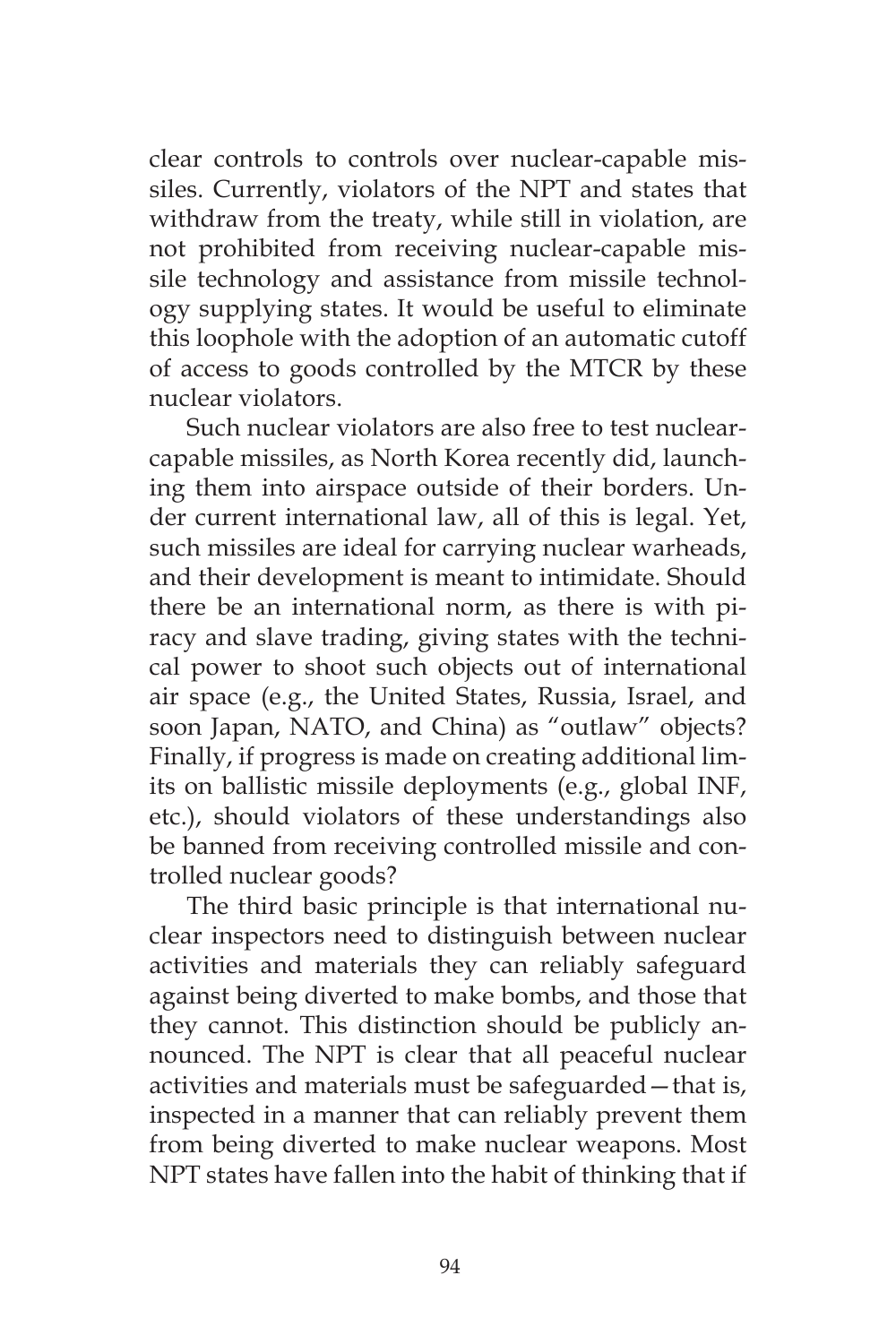clear controls to controls over nuclear-capable missiles. Currently, violators of the NPT and states that withdraw from the treaty, while still in violation, are not prohibited from receiving nuclear-capable missile technology and assistance from missile technology supplying states. It would be useful to eliminate this loophole with the adoption of an automatic cutoff of access to goods controlled by the MTCR by these nuclear violators.

Such nuclear violators are also free to test nuclear-capable missiles, as North Korea recently did, launching them into airspace outside of their borders. Under current international law, all of this is legal. Yet, such missiles are ideal for carrying nuclear warheads, and their development is meant to intimidate. Should there be an international norm, as there is with piracy and slave trading, giving states with the technical power to shoot such objects out of international air space (e.g., the United States, Russia, Israel, and soon Japan, NATO, and China) as "outlaw" objects? Finally, if progress is made on creating additional limits on ballistic missile deployments (e.g., global INF, etc.), should violators of these understandings also be banned from receiving controlled missile and controlled nuclear goods?

The third basic principle is that international nuclear inspectors need to distinguish between nuclear activities and materials they can reliably safeguard against being diverted to make bombs, and those that they cannot. This distinction should be publicly announced. The NPT is clear that all peaceful nuclear activities and materials must be safeguarded—that is, inspected in a manner that can reliably prevent them from being diverted to make nuclear weapons. Most NPT states have fallen into the habit of thinking that if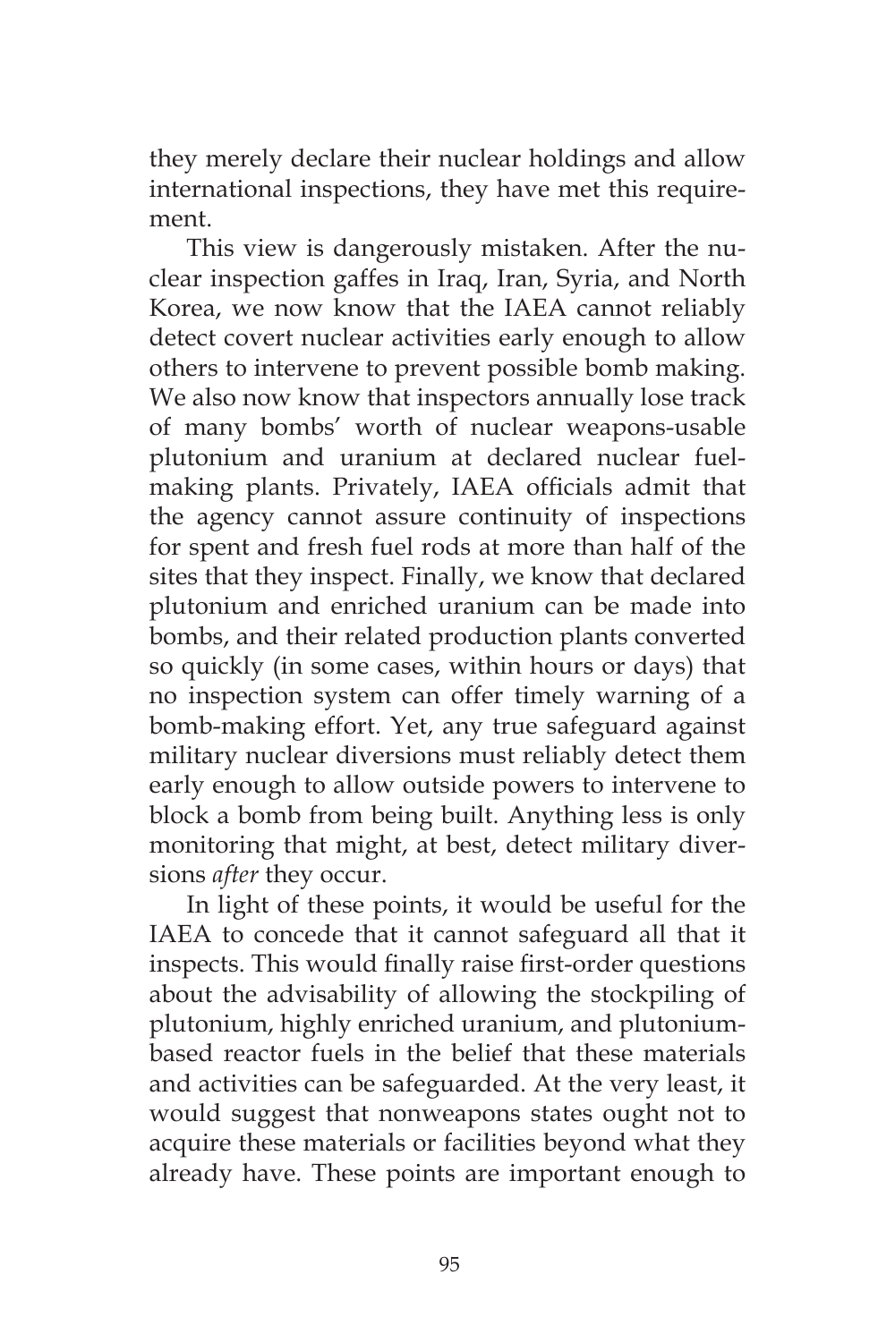they merely declare their nuclear holdings and allow international inspections, they have met this requirement.

This view is dangerously mistaken. After the nuclear inspection gaffes in Iraq, Iran, Syria, and North Korea, we now know that the IAEA cannot reliably detect covert nuclear activities early enough to allow others to intervene to prevent possible bomb making. We also now know that inspectors annually lose track of many bombs' worth of nuclear weapons-usable plutonium and uranium at declared nuclear fuel-making plants. Privately, IAEA officials admit that the agency cannot assure continuity of inspections for spent and fresh fuel rods at more than half of the sites that they inspect. Finally, we know that declared plutonium and enriched uranium can be made into bombs, and their related production plants converted so quickly (in some cases, within hours or days) that no inspection system can offer timely warning of a bomb-making effort. Yet, any true safeguard against military nuclear diversions must reliably detect them early enough to allow outside powers to intervene to block a bomb from being built. Anything less is only monitoring that might, at best, detect military diversions *after* they occur.

In light of these points, it would be useful for the IAEA to concede that it cannot safeguard all that it inspects. This would finally raise first-order questions about the advisability of allowing the stockpiling of plutonium, highly enriched uranium, and plutonium-based reactor fuels in the belief that these materials and activities can be safeguarded. At the very least, it would suggest that nonweapons states ought not to acquire these materials or facilities beyond what they already have. These points are important enough to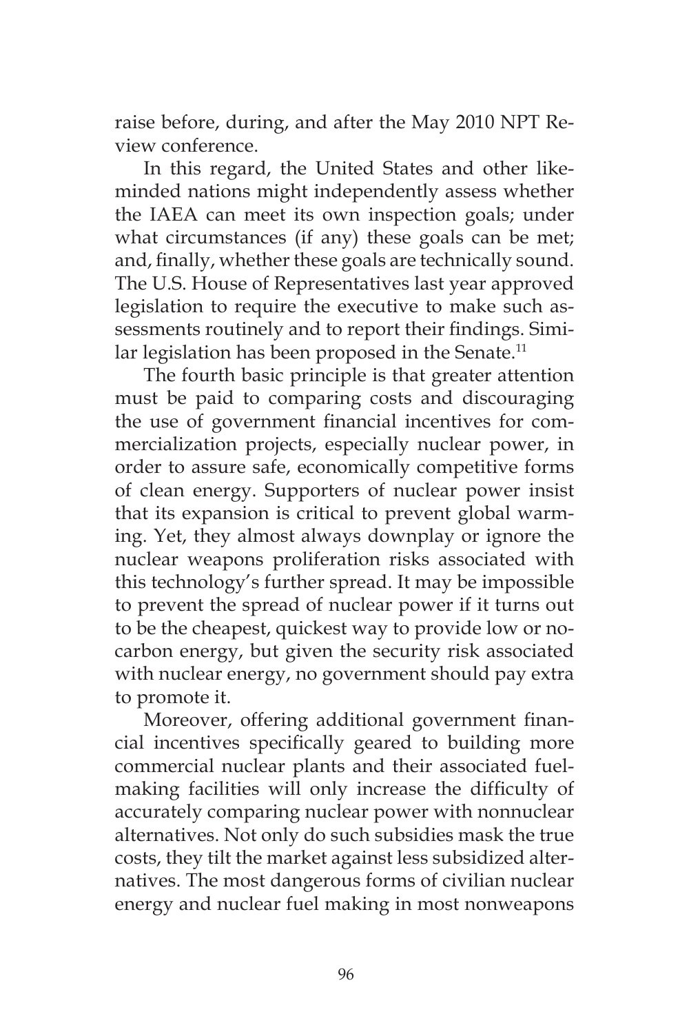raise before, during, and after the May 2010 NPT Review conference.

In this regard, the United States and other like-minded nations might independently assess whether the IAEA can meet its own inspection goals; under what circumstances (if any) these goals can be met; and, finally, whether these goals are technically sound. The U.S. House of Representatives last year approved legislation to require the executive to make such assessments routinely and to report their findings. Similar legislation has been proposed in the Senate.[11]

The fourth basic principle is that greater attention must be paid to comparing costs and discouraging the use of government financial incentives for commercialization projects, especially nuclear power, in order to assure safe, economically competitive forms of clean energy. Supporters of nuclear power insist that its expansion is critical to prevent global warming. Yet, they almost always downplay or ignore the nuclear weapons proliferation risks associated with this technology's further spread. It may be impossible to prevent the spread of nuclear power if it turns out to be the cheapest, quickest way to provide low or no-carbon energy, but given the security risk associated with nuclear energy, no government should pay extra to promote it.

Moreover, offering additional government financial incentives specifically geared to building more commercial nuclear plants and their associated fuel-making facilities will only increase the difficulty of accurately comparing nuclear power with nonnuclear alternatives. Not only do such subsidies mask the true costs, they tilt the market against less subsidized alternatives. The most dangerous forms of civilian nuclear energy and nuclear fuel making in most nonweapons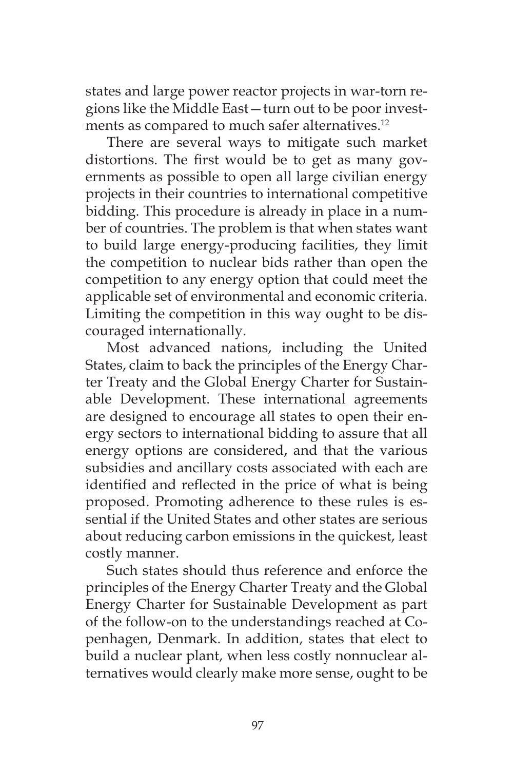states and large power reactor projects in war-torn regions like the Middle East—turn out to be poor investments as compared to much safer alternatives.[12]

There are several ways to mitigate such market distortions. The first would be to get as many governments as possible to open all large civilian energy projects in their countries to international competitive bidding. This procedure is already in place in a number of countries. The problem is that when states want to build large energy-producing facilities, they limit the competition to nuclear bids rather than open the competition to any energy option that could meet the applicable set of environmental and economic criteria. Limiting the competition in this way ought to be discouraged internationally.

Most advanced nations, including the United States, claim to back the principles of the Energy Charter Treaty and the Global Energy Charter for Sustainable Development. These international agreements are designed to encourage all states to open their energy sectors to international bidding to assure that all energy options are considered, and that the various subsidies and ancillary costs associated with each are identified and reflected in the price of what is being proposed. Promoting adherence to these rules is essential if the United States and other states are serious about reducing carbon emissions in the quickest, least costly manner.

Such states should thus reference and enforce the principles of the Energy Charter Treaty and the Global Energy Charter for Sustainable Development as part of the follow-on to the understandings reached at Copenhagen, Denmark. In addition, states that elect to build a nuclear plant, when less costly nonnuclear alternatives would clearly make more sense, ought to be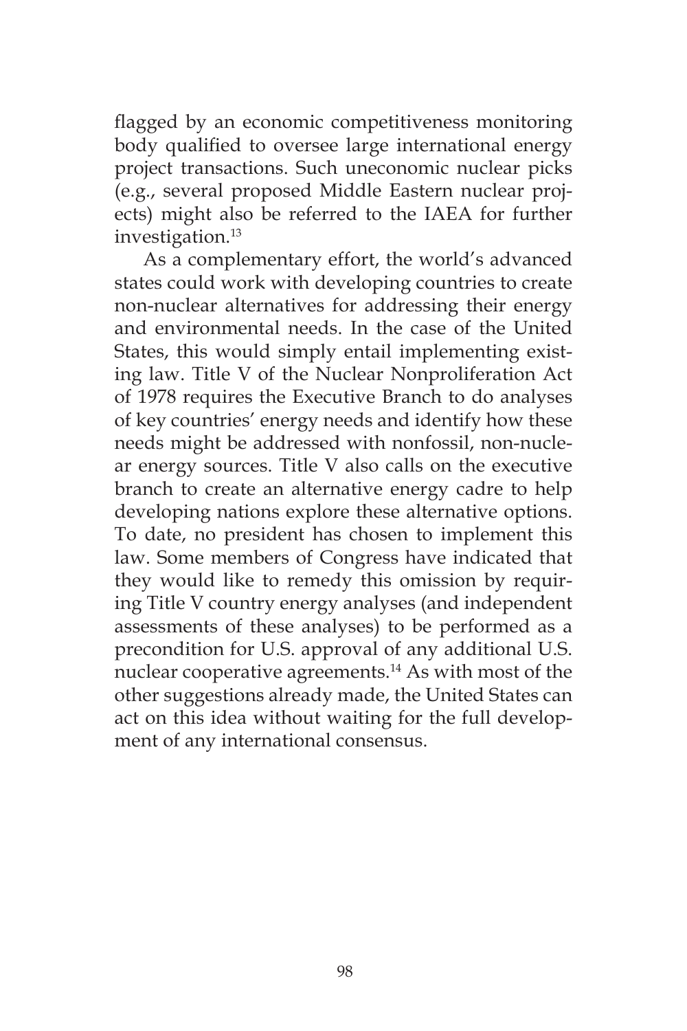flagged by an economic competitiveness monitoring body qualified to oversee large international energy project transactions. Such uneconomic nuclear picks (e.g., several proposed Middle Eastern nuclear projects) might also be referred to the IAEA for further investigation.[13]

As a complementary effort, the world's advanced states could work with developing countries to create non-nuclear alternatives for addressing their energy and environmental needs. In the case of the United States, this would simply entail implementing existing law. Title V of the Nuclear Nonproliferation Act of 1978 requires the Executive Branch to do analyses of key countries' energy needs and identify how these needs might be addressed with nonfossil, non-nuclear energy sources. Title V also calls on the executive branch to create an alternative energy cadre to help developing nations explore these alternative options. To date, no president has chosen to implement this law. Some members of Congress have indicated that they would like to remedy this omission by requiring Title V country energy analyses (and independent assessments of these analyses) to be performed as a precondition for U.S. approval of any additional U.S. nuclear cooperative agreements.[14] As with most of the other suggestions already made, the United States can act on this idea without waiting for the full development of any international consensus.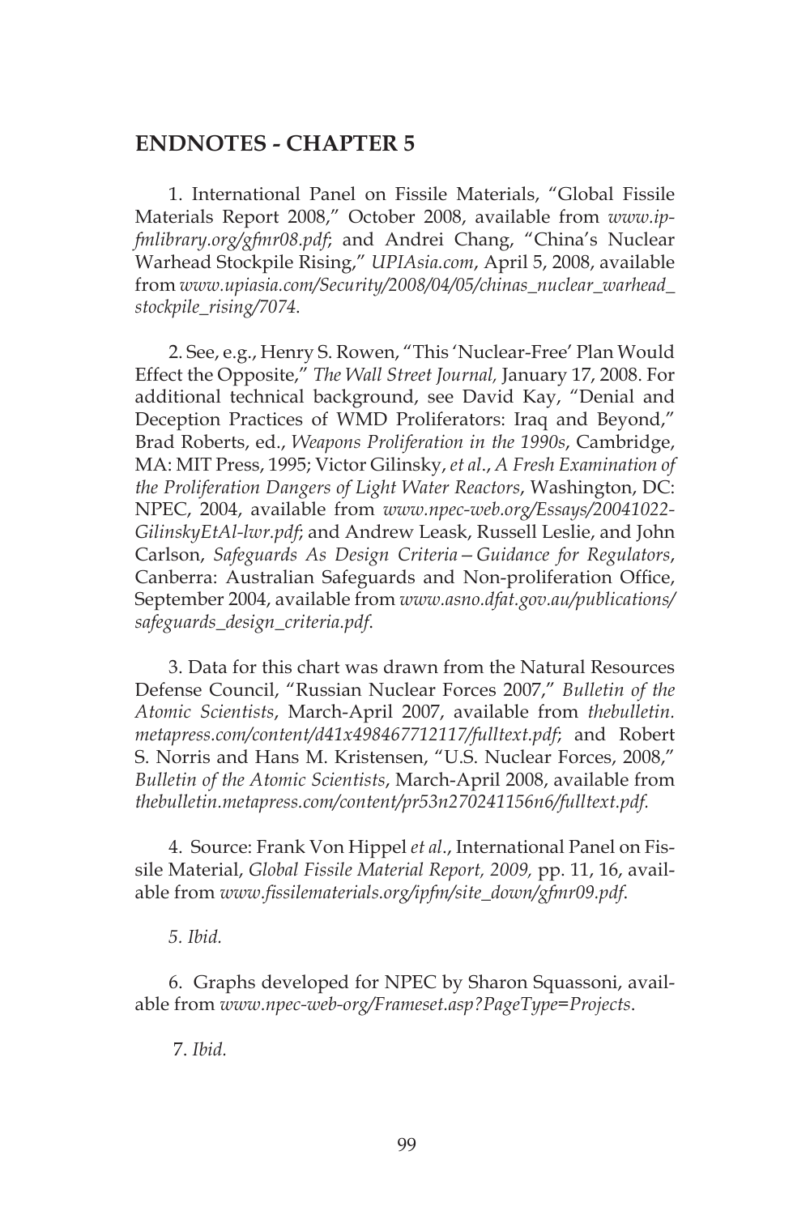## ENDNOTES - CHAPTER 5

1. International Panel on Fissile Materials, "Global Fissile Materials Report 2008," October 2008, available from *www.ipfmlibrary.org/gfmr08.pdf*; and Andrei Chang, "China's Nuclear Warhead Stockpile Rising," *UPIAsia.com*, April 5, 2008, available from *www.upiasia.com/Security/2008/04/05/chinas_nuclear_warhead_stockpile_rising/7074*.

2. See, e.g., Henry S. Rowen, "This 'Nuclear-Free' Plan Would Effect the Opposite," *The Wall Street Journal,* January 17, 2008. For additional technical background, see David Kay, "Denial and Deception Practices of WMD Proliferators: Iraq and Beyond," Brad Roberts, ed., *Weapons Proliferation in the 1990s*, Cambridge, MA: MIT Press, 1995; Victor Gilinsky, *et al*., *A Fresh Examination of the Proliferation Dangers of Light Water Reactors*, Washington, DC: NPEC, 2004, available from *www.npec-web.org/Essays/20041022-GilinskyEtAl-lwr.pdf*; and Andrew Leask, Russell Leslie, and John Carlson, *Safeguards As Design Criteria—Guidance for Regulators*, Canberra: Australian Safeguards and Non-proliferation Office, September 2004, available from *www.asno.dfat.gov.au/publications/safeguards_design_criteria.pdf*.

3. Data for this chart was drawn from the Natural Resources Defense Council, "Russian Nuclear Forces 2007," *Bulletin of the Atomic Scientists*, March-April 2007, available from *thebulletin.metapress.com/content/d41x498467712117/fulltext.pdf*; and Robert S. Norris and Hans M. Kristensen, "U.S. Nuclear Forces, 2008," *Bulletin of the Atomic Scientists*, March-April 2008, available from *thebulletin.metapress.com/content/pr53n270241156n6/fulltext.pdf*.

4. Source: Frank Von Hippel *et al*., International Panel on Fissile Material, *Global Fissile Material Report, 2009,* pp. 11, 16, available from *www.fissilematerials.org/ipfm/site_down/gfmr09.pdf*.

*5. Ibid.*

6. Graphs developed for NPEC by Sharon Squassoni, available from *www.npec-web-org/Frameset.asp?PageType=Projects*.

7. *Ibid.*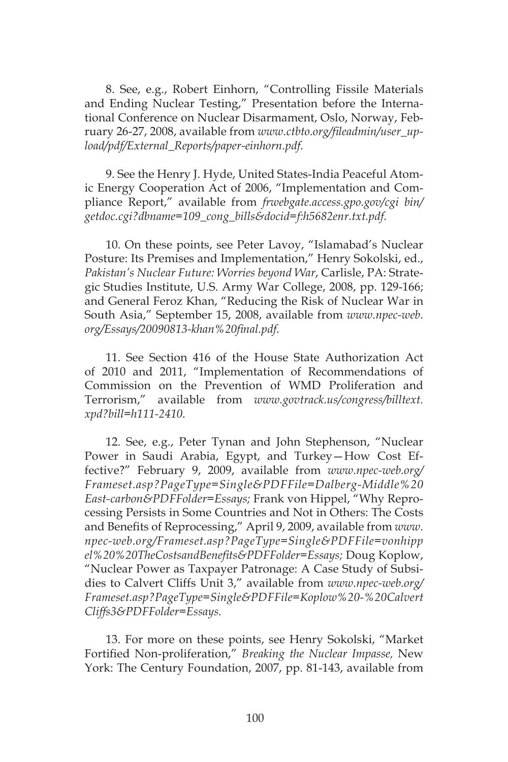8. See, e.g., Robert Einhorn, "Controlling Fissile Materials and Ending Nuclear Testing," Presentation before the International Conference on Nuclear Disarmament, Oslo, Norway, February 26-27, 2008, available from *www.ctbto.org/fileadmin/user_upload/pdf/External_Reports/paper-einhorn.pdf.*

9. See the Henry J. Hyde, United States-India Peaceful Atomic Energy Cooperation Act of 2006, "Implementation and Compliance Report," available from *frwebgate.access.gpo.gov/cgi bin/getdoc.cgi?dbname=109_cong_bills&docid=f:h5682enr.txt.pdf.*

10. On these points, see Peter Lavoy, "Islamabad's Nuclear Posture: Its Premises and Implementation," Henry Sokolski, ed., *Pakistan's Nuclear Future: Worries beyond War*, Carlisle, PA: Strategic Studies Institute, U.S. Army War College, 2008, pp. 129-166; and General Feroz Khan, "Reducing the Risk of Nuclear War in South Asia," September 15, 2008, available from *www.npec-web.org/Essays/20090813-khan%20final.pdf.*

11. See Section 416 of the House State Authorization Act of 2010 and 2011, "Implementation of Recommendations of Commission on the Prevention of WMD Proliferation and Terrorism," available from *www.govtrack.us/congress/billtext.xpd?bill=h111-2410.*

12. See, e.g., Peter Tynan and John Stephenson, "Nuclear Power in Saudi Arabia, Egypt, and Turkey—How Cost Effective?" February 9, 2009, available from *www.npec-web.org/Frameset.asp?PageType=Single&PDFFile=Dalberg-Middle%20East-carbon&PDFFolder=Essays;* Frank von Hippel, "Why Reprocessing Persists in Some Countries and Not in Others: The Costs and Benefits of Reprocessing," April 9, 2009, available from *www.npec-web.org/Frameset.asp?PageType=Single&PDFFile=vonhippel%20%20TheCostsandBenefits&PDFFolder=Essays;* Doug Koplow, "Nuclear Power as Taxpayer Patronage: A Case Study of Subsidies to Calvert Cliffs Unit 3," available from *www.npec-web.org/Frameset.asp?PageType=Single&PDFFile=Koplow%20-%20CalvertCliffs3&PDFFolder=Essays.*

13. For more on these points, see Henry Sokolski, "Market Fortified Non-proliferation," *Breaking the Nuclear Impasse,* New York: The Century Foundation, 2007, pp. 81-143, available from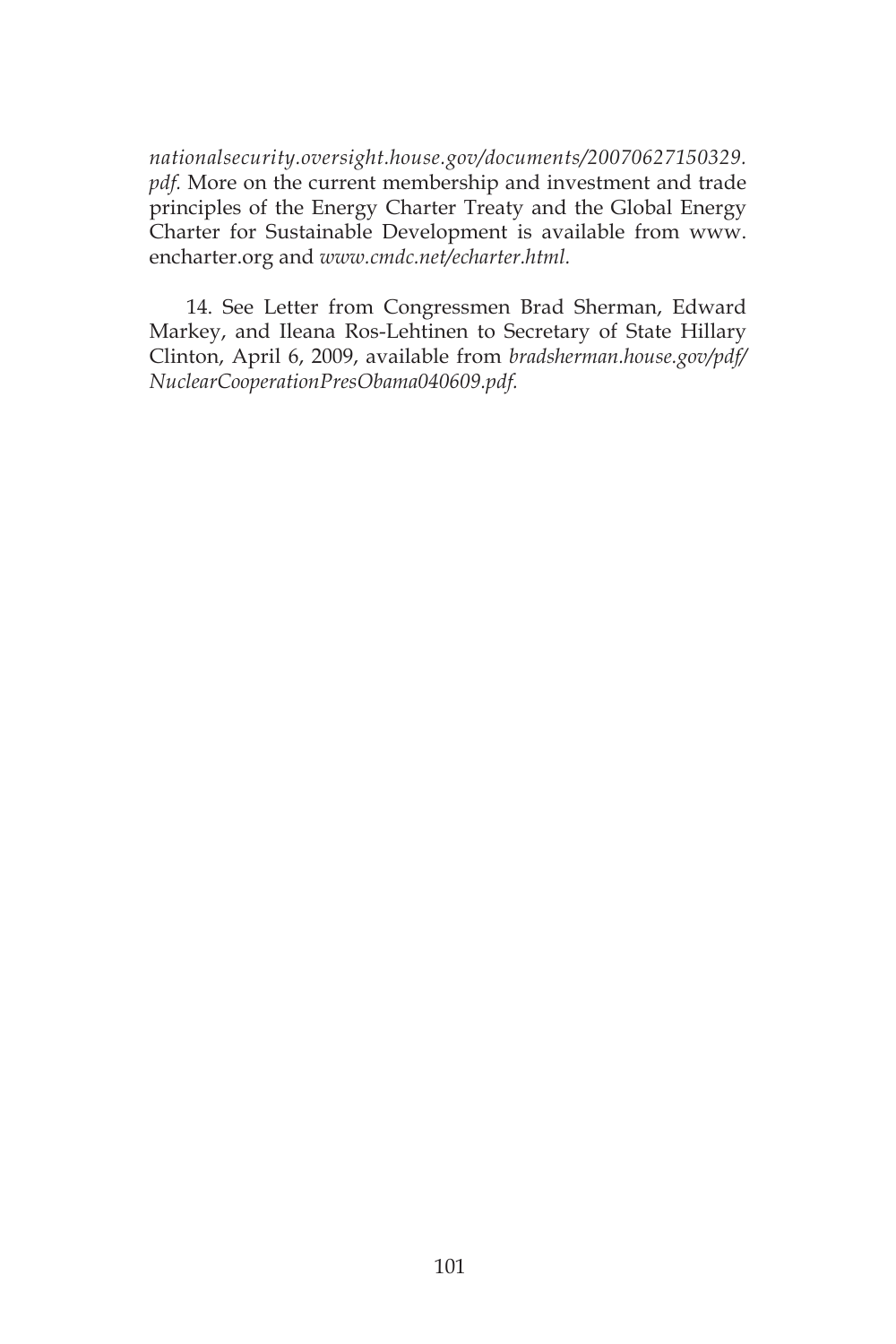*nationalsecurity.oversight.house.gov/documents/20070627150329.pdf*. More on the current membership and investment and trade principles of the Energy Charter Treaty and the Global Energy Charter for Sustainable Development is available from www.encharter.org and *www.cmdc.net/echarter.html*.

14. See Letter from Congressmen Brad Sherman, Edward Markey, and Ileana Ros-Lehtinen to Secretary of State Hillary Clinton, April 6, 2009, available from *bradsherman.house.gov/pdf/NuclearCooperationPresObama040609.pdf*.